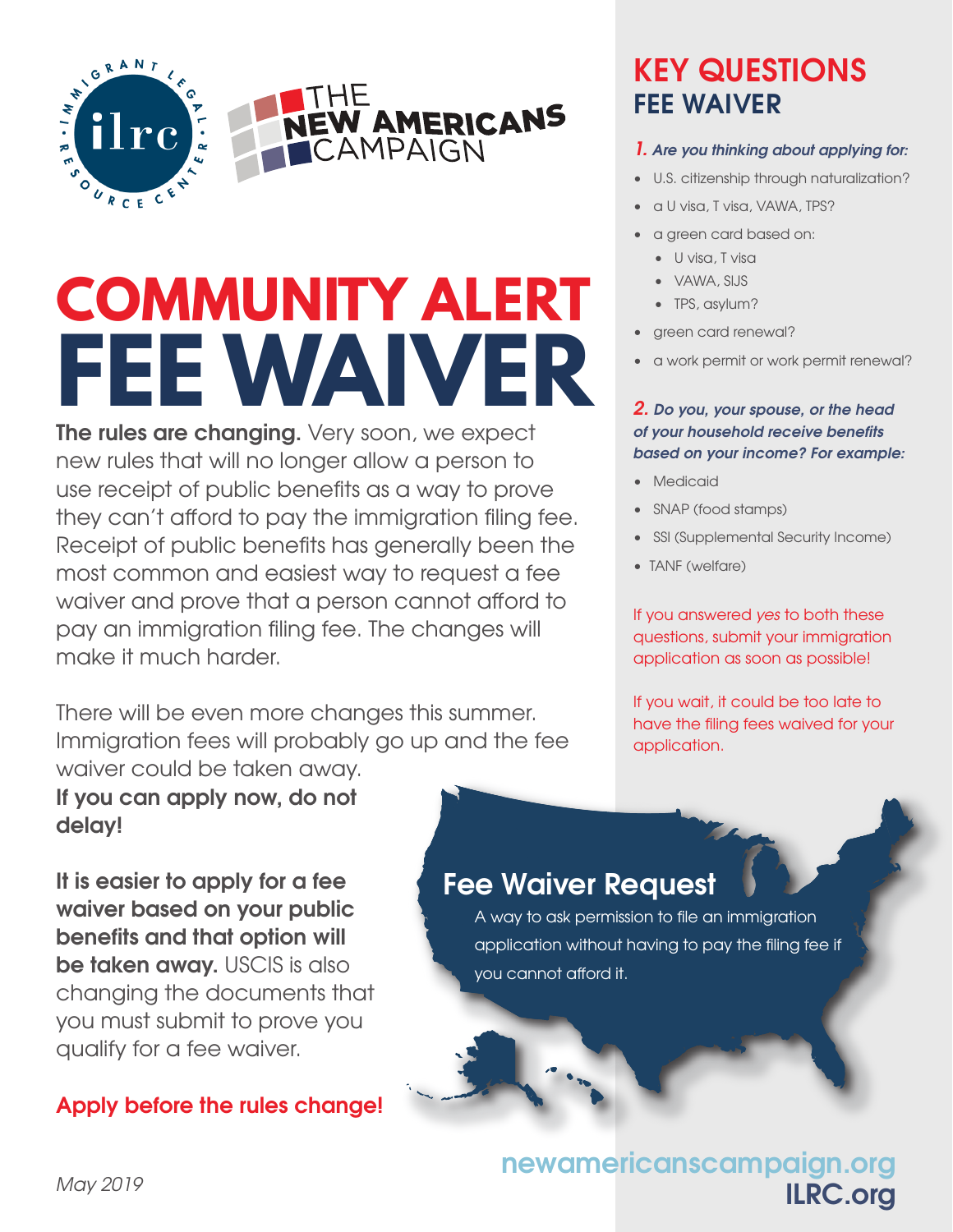ILRC – Immigrant Legal Resource Center

THE NEW AMERICANS CAMPAIGN

# COMMUNITY ALERT
# FEE WAIVER

**The rules are changing.** Very soon, we expect new rules that will no longer allow a person to use receipt of public benefits as a way to prove they can't afford to pay the immigration filing fee. Receipt of public benefits has generally been the most common and easiest way to request a fee waiver and prove that a person cannot afford to pay an immigration filing fee. The changes will make it much harder.

There will be even more changes this summer. Immigration fees will probably go up and the fee waiver could be taken away.
**If you can apply now, do not delay!**

**It is easier to apply for a fee waiver based on your public benefits and that option will be taken away.** USCIS is also changing the documents that you must submit to prove you qualify for a fee waiver.

**Apply before the rules change!**

## Fee Waiver Request

A way to ask permission to file an immigration application without having to pay the filing fee if you cannot afford it.

## KEY QUESTIONS
## FEE WAIVER

***1. Are you thinking about applying for:***

- U.S. citizenship through naturalization?
- a U visa, T visa, VAWA, TPS?
- a green card based on:
  - U visa, T visa
  - VAWA, SIJS
  - TPS, asylum?
- green card renewal?
- a work permit or work permit renewal?

***2. Do you, your spouse, or the head of your household receive benefits based on your income? For example:***

- Medicaid
- SNAP (food stamps)
- SSI (Supplemental Security Income)
- TANF (welfare)

If you answered *yes* to both these questions, submit your immigration application as soon as possible!

If you wait, it could be too late to have the filing fees waived for your application.

newamericanscampaign.org
ILRC.org

*May 2019*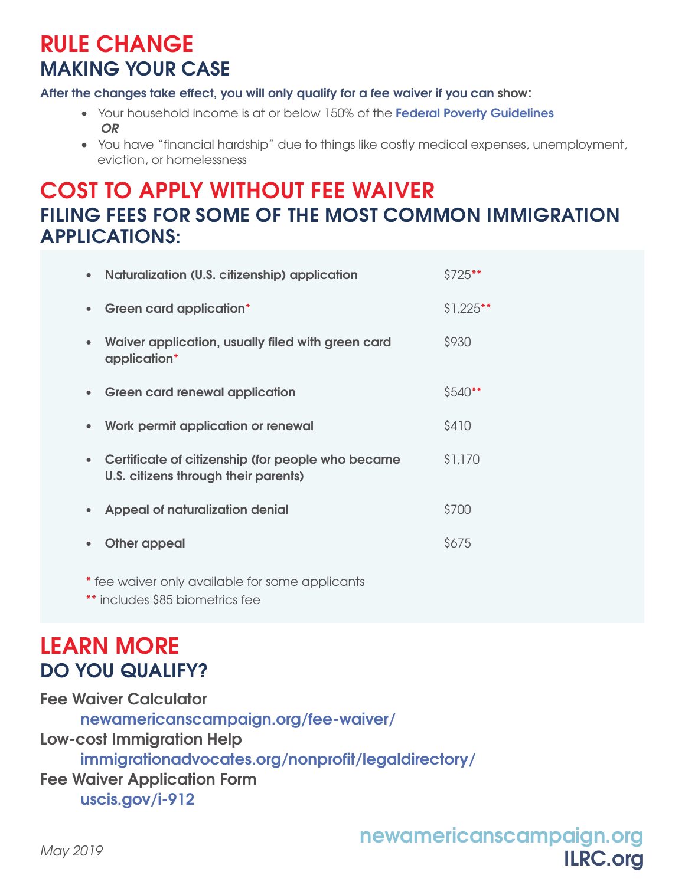# RULE CHANGE

## MAKING YOUR CASE

**After the changes take effect, you will only qualify for a fee waiver if you can show:**

- Your household income is at or below 150% of the Federal Poverty Guidelines
  ***OR***
- You have "financial hardship" due to things like costly medical expenses, unemployment, eviction, or homelessness

# COST TO APPLY WITHOUT FEE WAIVER

## FILING FEES FOR SOME OF THE MOST COMMON IMMIGRATION APPLICATIONS:

| | |
|---|---|
| **Naturalization (U.S. citizenship) application** | $725** |
| **Green card application*** | $1,225** |
| **Waiver application, usually filed with green card application*** | $930 |
| **Green card renewal application** | $540** |
| **Work permit application or renewal** | $410 |
| **Certificate of citizenship (for people who became U.S. citizens through their parents)** | $1,170 |
| **Appeal of naturalization denial** | $700 |
| **Other appeal** | $675 |

\* fee waiver only available for some applicants

** includes $85 biometrics fee

# LEARN MORE

## DO YOU QUALIFY?

**Fee Waiver Calculator**
newamericanscampaign.org/fee-waiver/

**Low-cost Immigration Help**
immigrationadvocates.org/nonprofit/legaldirectory/

**Fee Waiver Application Form**
uscis.gov/i-912

*May 2019*

newamericanscampaign.org
**ILRC.org**